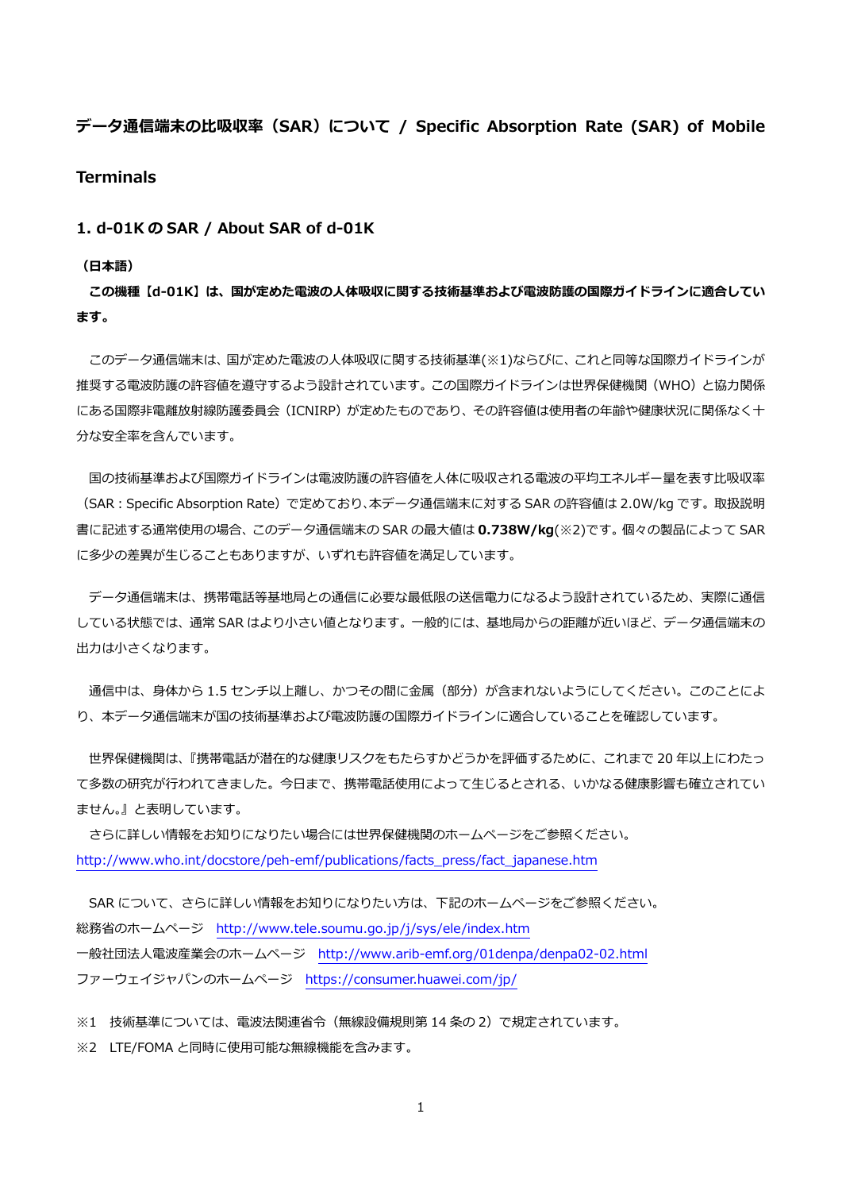# データ通信端末の比吸収率（SAR）について / Specific Absorption Rate (SAR) of Mobile Terminals

## 1. d-01K の SAR / About SAR of d-01K

**（日本語）**

**この機種【d-01K】は、国が定めた電波の人体吸収に関する技術基準および電波防護の国際ガイドラインに適合しています。**

このデータ通信端末は、国が定めた電波の人体吸収に関する技術基準(※1)ならびに、これと同等な国際ガイドラインが推奨する電波防護の許容値を遵守するよう設計されています。この国際ガイドラインは世界保健機関（WHO）と協力関係にある国際非電離放射線防護委員会（ICNIRP）が定めたものであり、その許容値は使用者の年齢や健康状況に関係なく十分な安全率を含んでいます。

国の技術基準および国際ガイドラインは電波防護の許容値を人体に吸収される電波の平均エネルギー量を表す比吸収率（SAR : Specific Absorption Rate）で定めており､本データ通信端末に対する SAR の許容値は 2.0W/kg です。取扱説明書に記述する通常使用の場合、このデータ通信端末の SAR の最大値は **0.738W/kg**(※2)です。個々の製品によって SAR に多少の差異が生じることもありますが、いずれも許容値を満足しています。

データ通信端末は、携帯電話等基地局との通信に必要な最低限の送信電力になるよう設計されているため、実際に通信している状態では、通常 SAR はより小さい値となります。一般的には、基地局からの距離が近いほど、データ通信端末の出力は小さくなります。

通信中は、身体から 1.5 センチ以上離し、かつその間に金属（部分）が含まれないようにしてください。このことにより、本データ通信端末が国の技術基準および電波防護の国際ガイドラインに適合していることを確認しています。

世界保健機関は、『携帯電話が潜在的な健康リスクをもたらすかどうかを評価するために、これまで 20 年以上にわたって多数の研究が行われてきました。今日まで、携帯電話使用によって生じるとされる、いかなる健康影響も確立されていません。』と表明しています。

さらに詳しい情報をお知りになりたい場合には世界保健機関のホームページをご参照ください。
http://www.who.int/docstore/peh-emf/publications/facts_press/fact_japanese.htm

SAR について、さらに詳しい情報をお知りになりたい方は、下記のホームページをご参照ください。
総務省のホームページ　http://www.tele.soumu.go.jp/j/sys/ele/index.htm
一般社団法人電波産業会のホームページ　http://www.arib-emf.org/01denpa/denpa02-02.html
ファーウェイジャパンのホームページ　https://consumer.huawei.com/jp/

※1　技術基準については、電波法関連省令（無線設備規則第 14 条の 2）で規定されています。
※2　LTE/FOMA と同時に使用可能な無線機能を含みます。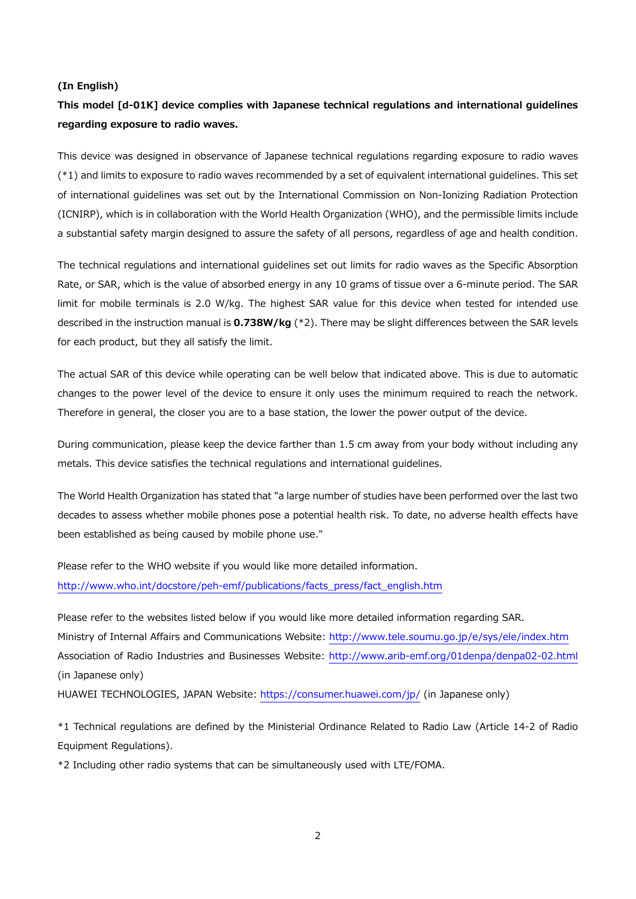**(In English)**

**This model [d-01K] device complies with Japanese technical regulations and international guidelines regarding exposure to radio waves.**

This device was designed in observance of Japanese technical regulations regarding exposure to radio waves (*1) and limits to exposure to radio waves recommended by a set of equivalent international guidelines. This set of international guidelines was set out by the International Commission on Non-Ionizing Radiation Protection (ICNIRP), which is in collaboration with the World Health Organization (WHO), and the permissible limits include a substantial safety margin designed to assure the safety of all persons, regardless of age and health condition.

The technical regulations and international guidelines set out limits for radio waves as the Specific Absorption Rate, or SAR, which is the value of absorbed energy in any 10 grams of tissue over a 6-minute period. The SAR limit for mobile terminals is 2.0 W/kg. The highest SAR value for this device when tested for intended use described in the instruction manual is **0.738W/kg** (*2). There may be slight differences between the SAR levels for each product, but they all satisfy the limit.

The actual SAR of this device while operating can be well below that indicated above. This is due to automatic changes to the power level of the device to ensure it only uses the minimum required to reach the network. Therefore in general, the closer you are to a base station, the lower the power output of the device.

During communication, please keep the device farther than 1.5 cm away from your body without including any metals. This device satisfies the technical regulations and international guidelines.

The World Health Organization has stated that "a large number of studies have been performed over the last two decades to assess whether mobile phones pose a potential health risk. To date, no adverse health effects have been established as being caused by mobile phone use."

Please refer to the WHO website if you would like more detailed information.
http://www.who.int/docstore/peh-emf/publications/facts_press/fact_english.htm

Please refer to the websites listed below if you would like more detailed information regarding SAR.
Ministry of Internal Affairs and Communications Website: http://www.tele.soumu.go.jp/e/sys/ele/index.htm
Association of Radio Industries and Businesses Website: http://www.arib-emf.org/01denpa/denpa02-02.html (in Japanese only)
HUAWEI TECHNOLOGIES, JAPAN Website: https://consumer.huawei.com/jp/ (in Japanese only)

*1 Technical regulations are defined by the Ministerial Ordinance Related to Radio Law (Article 14-2 of Radio Equipment Regulations).

*2 Including other radio systems that can be simultaneously used with LTE/FOMA.